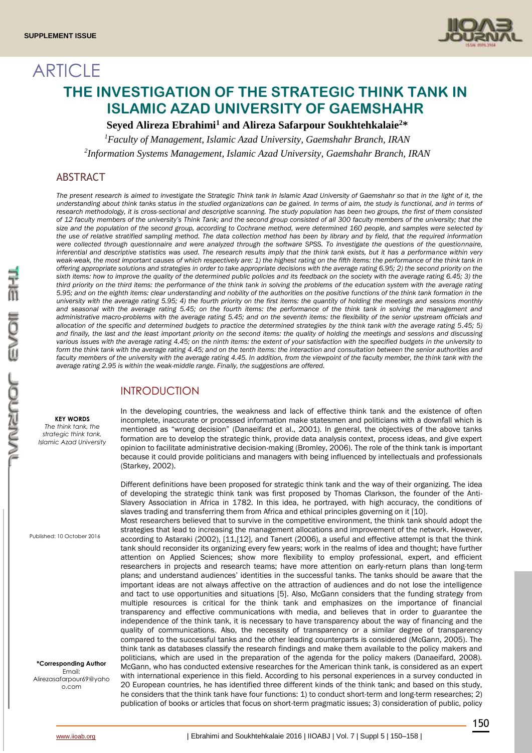ARTICLE

# THE INVESTIGATION OF THE STRATEGIC THINK TANK IN ISLAMIC AZAD UNIVERSITY OF GAEMSHAHR

**Seyed Alireza Ebrahimi[1] and Alireza Safarpour Soukhtehkalaie[2]***

[1]Faculty of Management, Islamic Azad University, Gaemshahr Branch, IRAN

[2]Information Systems Management, Islamic Azad University, Gaemshahr Branch, IRAN

## ABSTRACT

*The present research is aimed to investigate the Strategic Think tank in Islamic Azad University of Gaemshahr so that in the light of it, the understanding about think tanks status in the studied organizations can be gained. In terms of aim, the study is functional, and in terms of research methodology, it is cross-sectional and descriptive scanning. The study population has been two groups, the first of them consisted of 12 faculty members of the university's Think Tank; and the second group consisted of all 300 faculty members of the university; that the size and the population of the second group, according to Cochrane method, were determined 160 people, and samples were selected by the use of relative stratified sampling method. The data collection method has been by library and by field, that the required information were collected through questionnaire and were analyzed through the software SPSS. To investigate the questions of the questionnaire, inferential and descriptive statistics was used. The research results imply that the think tank exists, but it has a performance within very weak-weak, the most important causes of which respectively are: 1) the highest rating on the fifth items: the performance of the think tank in offering appropriate solutions and strategies in order to take appropriate decisions with the average rating 6.95; 2) the second priority on the sixth items: how to improve the quality of the determined public policies and its feedback on the society with the average rating 6.45; 3) the third priority on the third items: the performance of the think tank in solving the problems of the education system with the average rating 5.95; and on the eighth items: clear understanding and nobility of the authorities on the positive functions of the think tank formation in the university with the average rating 5.95; 4) the fourth priority on the first items: the quantity of holding the meetings and sessions monthly and seasonal with the average rating 5.45; on the fourth items: the performance of the think tank in solving the management and administrative macro-problems with the average rating 5.45; and on the seventh items: the flexibility of the senior upstream officials and allocation of the specific and determined budgets to practice the determined strategies by the think tank with the average rating 5.45; 5) and finally, the last and the least important priority on the second items: the quality of holding the meetings and sessions and discussing various issues with the average rating 4.45; on the ninth items: the extent of your satisfaction with the specified budgets in the university to form the think tank with the average rating 4.45; and on the tenth items: the interaction and consultation between the senior authorities and faculty members of the university with the average rating 4.45. In addition, from the viewpoint of the faculty member, the think tank with the average rating 2.95 is within the weak-middle range. Finally, the suggestions are offered.*

**KEY WORDS**
*The think tank, the strategic think tank, Islamic Azad University*

Published: 10 October 2016

**\*Corresponding Author**
Email: Alirezasafarpour69@yahoo.com

## INTRODUCTION

In the developing countries, the weakness and lack of effective think tank and the existence of often incomplete, inaccurate or processed information make statesmen and politicians with a downfall which is mentioned as "wrong decision" (Danaeifard et al., 2001). In general, the objectives of the above tanks formation are to develop the strategic think, provide data analysis context, process ideas, and give expert opinion to facilitate administrative decision-making (Bromley, 2006). The role of the think tank is important because it could provide politicians and managers with being influenced by intellectuals and professionals (Starkey, 2002).

Different definitions have been proposed for strategic think tank and the way of their organizing. The idea of developing the strategic think tank was first proposed by Thomas Clarkson, the founder of the Anti-Slavery Association in Africa in 1782. In this idea, he portrayed, with high accuracy, the conditions of slaves trading and transferring them from Africa and ethical principles governing on it [10].

Most researchers believed that to survive in the competitive environment, the think tank should adopt the strategies that lead to increasing the management allocations and improvement of the network. However, according to Astaraki (2002), [11,[12], and Tanert (2006), a useful and effective attempt is that the think tank should reconsider its organizing every few years; work in the realms of idea and thought; have further attention on Applied Sciences; show more flexibility to employ professional, expert, and efficient researchers in projects and research teams; have more attention on early-return plans than long-term plans; and understand audiences' identities in the successful tanks. The tanks should be aware that the important ideas are not always affective on the attraction of audiences and do not lose the intelligence and tact to use opportunities and situations [5]. Also, McGann considers that the funding strategy from multiple resources is critical for the think tank and emphasizes on the importance of financial transparency and effective communications with media, and believes that in order to guarantee the independence of the think tank, it is necessary to have transparency about the way of financing and the quality of communications. Also, the necessity of transparency or a similar degree of transparency compared to the successful tanks and the other leading counterparts is considered (McGann, 2005). The think tank as databases classify the research findings and make them available to the policy makers and politicians, which are used in the preparation of the agenda for the policy makers (Danaeifard, 2008). McGann, who has conducted extensive researches for the American think tank, is considered as an expert with international experience in this field. According to his personal experiences in a survey conducted in 20 European countries, he has identified three different kinds of the think tank; and based on this study, he considers that the think tank have four functions: 1) to conduct short-term and long-term researches; 2) publication of books or articles that focus on short-term pragmatic issues; 3) consideration of public, policy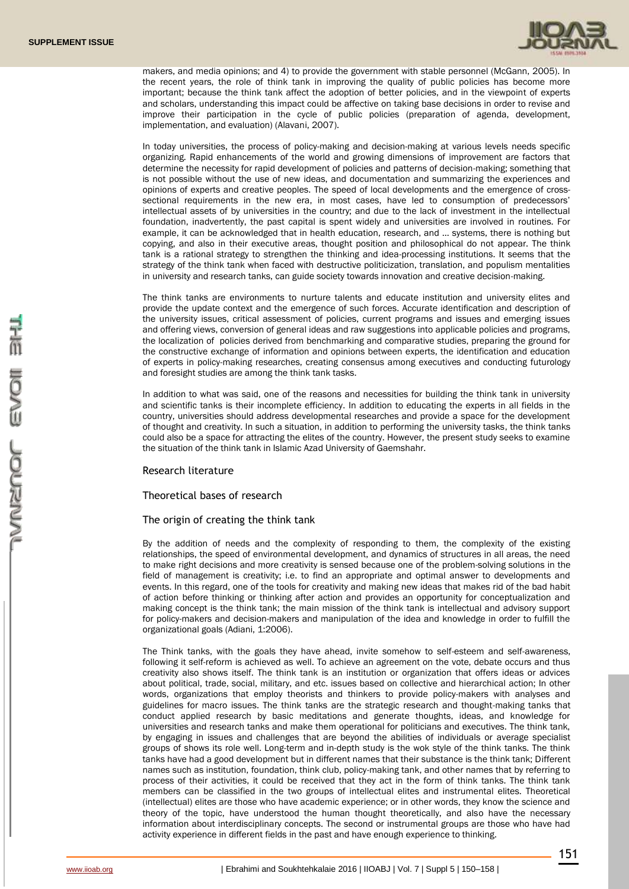makers, and media opinions; and 4) to provide the government with stable personnel (McGann, 2005). In the recent years, the role of think tank in improving the quality of public policies has become more important; because the think tank affect the adoption of better policies, and in the viewpoint of experts and scholars, understanding this impact could be affective on taking base decisions in order to revise and improve their participation in the cycle of public policies (preparation of agenda, development, implementation, and evaluation) (Alavani, 2007).

In today universities, the process of policy-making and decision-making at various levels needs specific organizing. Rapid enhancements of the world and growing dimensions of improvement are factors that determine the necessity for rapid development of policies and patterns of decision-making; something that is not possible without the use of new ideas, and documentation and summarizing the experiences and opinions of experts and creative peoples. The speed of local developments and the emergence of cross-sectional requirements in the new era, in most cases, have led to consumption of predecessors' intellectual assets of by universities in the country; and due to the lack of investment in the intellectual foundation, inadvertently, the past capital is spent widely and universities are involved in routines. For example, it can be acknowledged that in health education, research, and ... systems, there is nothing but copying, and also in their executive areas, thought position and philosophical do not appear. The think tank is a rational strategy to strengthen the thinking and idea-processing institutions. It seems that the strategy of the think tank when faced with destructive politicization, translation, and populism mentalities in university and research tanks, can guide society towards innovation and creative decision-making.

The think tanks are environments to nurture talents and educate institution and university elites and provide the update context and the emergence of such forces. Accurate identification and description of the university issues, critical assessment of policies, current programs and issues and emerging issues and offering views, conversion of general ideas and raw suggestions into applicable policies and programs, the localization of policies derived from benchmarking and comparative studies, preparing the ground for the constructive exchange of information and opinions between experts, the identification and education of experts in policy-making researches, creating consensus among executives and conducting futurology and foresight studies are among the think tank tasks.

In addition to what was said, one of the reasons and necessities for building the think tank in university and scientific tanks is their incomplete efficiency. In addition to educating the experts in all fields in the country, universities should address developmental researches and provide a space for the development of thought and creativity. In such a situation, in addition to performing the university tasks, the think tanks could also be a space for attracting the elites of the country. However, the present study seeks to examine the situation of the think tank in Islamic Azad University of Gaemshahr.

## Research literature

### Theoretical bases of research

### The origin of creating the think tank

By the addition of needs and the complexity of responding to them, the complexity of the existing relationships, the speed of environmental development, and dynamics of structures in all areas, the need to make right decisions and more creativity is sensed because one of the problem-solving solutions in the field of management is creativity; i.e. to find an appropriate and optimal answer to developments and events. In this regard, one of the tools for creativity and making new ideas that makes rid of the bad habit of action before thinking or thinking after action and provides an opportunity for conceptualization and making concept is the think tank; the main mission of the think tank is intellectual and advisory support for policy-makers and decision-makers and manipulation of the idea and knowledge in order to fulfill the organizational goals (Adiani, 1:2006).

The Think tanks, with the goals they have ahead, invite somehow to self-esteem and self-awareness, following it self-reform is achieved as well. To achieve an agreement on the vote, debate occurs and thus creativity also shows itself. The think tank is an institution or organization that offers ideas or advices about political, trade, social, military, and etc. issues based on collective and hierarchical action; In other words, organizations that employ theorists and thinkers to provide policy-makers with analyses and guidelines for macro issues. The think tanks are the strategic research and thought-making tanks that conduct applied research by basic meditations and generate thoughts, ideas, and knowledge for universities and research tanks and make them operational for politicians and executives. The think tank, by engaging in issues and challenges that are beyond the abilities of individuals or average specialist groups of shows its role well. Long-term and in-depth study is the wok style of the think tanks. The think tanks have had a good development but in different names that their substance is the think tank; Different names such as institution, foundation, think club, policy-making tank, and other names that by referring to process of their activities, it could be received that they act in the form of think tanks. The think tank members can be classified in the two groups of intellectual elites and instrumental elites. Theoretical (intellectual) elites are those who have academic experience; or in other words, they know the science and theory of the topic, have understood the human thought theoretically, and also have the necessary information about interdisciplinary concepts. The second or instrumental groups are those who have had activity experience in different fields in the past and have enough experience to thinking.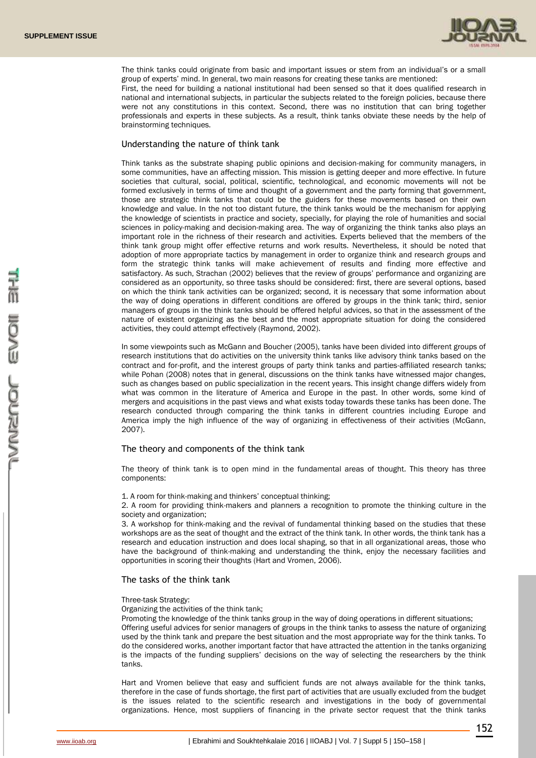The think tanks could originate from basic and important issues or stem from an individual's or a small group of experts' mind. In general, two main reasons for creating these tanks are mentioned:

First, the need for building a national institutional had been sensed so that it does qualified research in national and international subjects, in particular the subjects related to the foreign policies, because there were not any constitutions in this context. Second, there was no institution that can bring together professionals and experts in these subjects. As a result, think tanks obviate these needs by the help of brainstorming techniques.

## Understanding the nature of think tank

Think tanks as the substrate shaping public opinions and decision-making for community managers, in some communities, have an affecting mission. This mission is getting deeper and more effective. In future societies that cultural, social, political, scientific, technological, and economic movements will not be formed exclusively in terms of time and thought of a government and the party forming that government, those are strategic think tanks that could be the guiders for these movements based on their own knowledge and value. In the not too distant future, the think tanks would be the mechanism for applying the knowledge of scientists in practice and society, specially, for playing the role of humanities and social sciences in policy-making and decision-making area. The way of organizing the think tanks also plays an important role in the richness of their research and activities. Experts believed that the members of the think tank group might offer effective returns and work results. Nevertheless, it should be noted that adoption of more appropriate tactics by management in order to organize think and research groups and form the strategic think tanks will make achievement of results and finding more effective and satisfactory. As such, Strachan (2002) believes that the review of groups' performance and organizing are considered as an opportunity, so three tasks should be considered: first, there are several options, based on which the think tank activities can be organized; second, it is necessary that some information about the way of doing operations in different conditions are offered by groups in the think tank; third, senior managers of groups in the think tanks should be offered helpful advices, so that in the assessment of the nature of existent organizing as the best and the most appropriate situation for doing the considered activities, they could attempt effectively (Raymond, 2002).

In some viewpoints such as McGann and Boucher (2005), tanks have been divided into different groups of research institutions that do activities on the university think tanks like advisory think tanks based on the contract and for-profit, and the interest groups of party think tanks and parties-affiliated research tanks; while Pohan (2008) notes that in general, discussions on the think tanks have witnessed major changes, such as changes based on public specialization in the recent years. This insight change differs widely from what was common in the literature of America and Europe in the past. In other words, some kind of mergers and acquisitions in the past views and what exists today towards these tanks has been done. The research conducted through comparing the think tanks in different countries including Europe and America imply the high influence of the way of organizing in effectiveness of their activities (McGann, 2007).

## The theory and components of the think tank

The theory of think tank is to open mind in the fundamental areas of thought. This theory has three components:

1. A room for think-making and thinkers' conceptual thinking;
2. A room for providing think-makers and planners a recognition to promote the thinking culture in the society and organization;
3. A workshop for think-making and the revival of fundamental thinking based on the studies that these workshops are as the seat of thought and the extract of the think tank. In other words, the think tank has a research and education instruction and does local shaping, so that in all organizational areas, those who have the background of think-making and understanding the think, enjoy the necessary facilities and opportunities in scoring their thoughts (Hart and Vromen, 2006).

## The tasks of the think tank

Three-task Strategy:

Organizing the activities of the think tank;

Promoting the knowledge of the think tanks group in the way of doing operations in different situations;

Offering useful advices for senior managers of groups in the think tanks to assess the nature of organizing used by the think tank and prepare the best situation and the most appropriate way for the think tanks. To do the considered works, another important factor that have attracted the attention in the tanks organizing is the impacts of the funding suppliers' decisions on the way of selecting the researchers by the think tanks.

Hart and Vromen believe that easy and sufficient funds are not always available for the think tanks, therefore in the case of funds shortage, the first part of activities that are usually excluded from the budget is the issues related to the scientific research and investigations in the body of governmental organizations. Hence, most suppliers of financing in the private sector request that the think tanks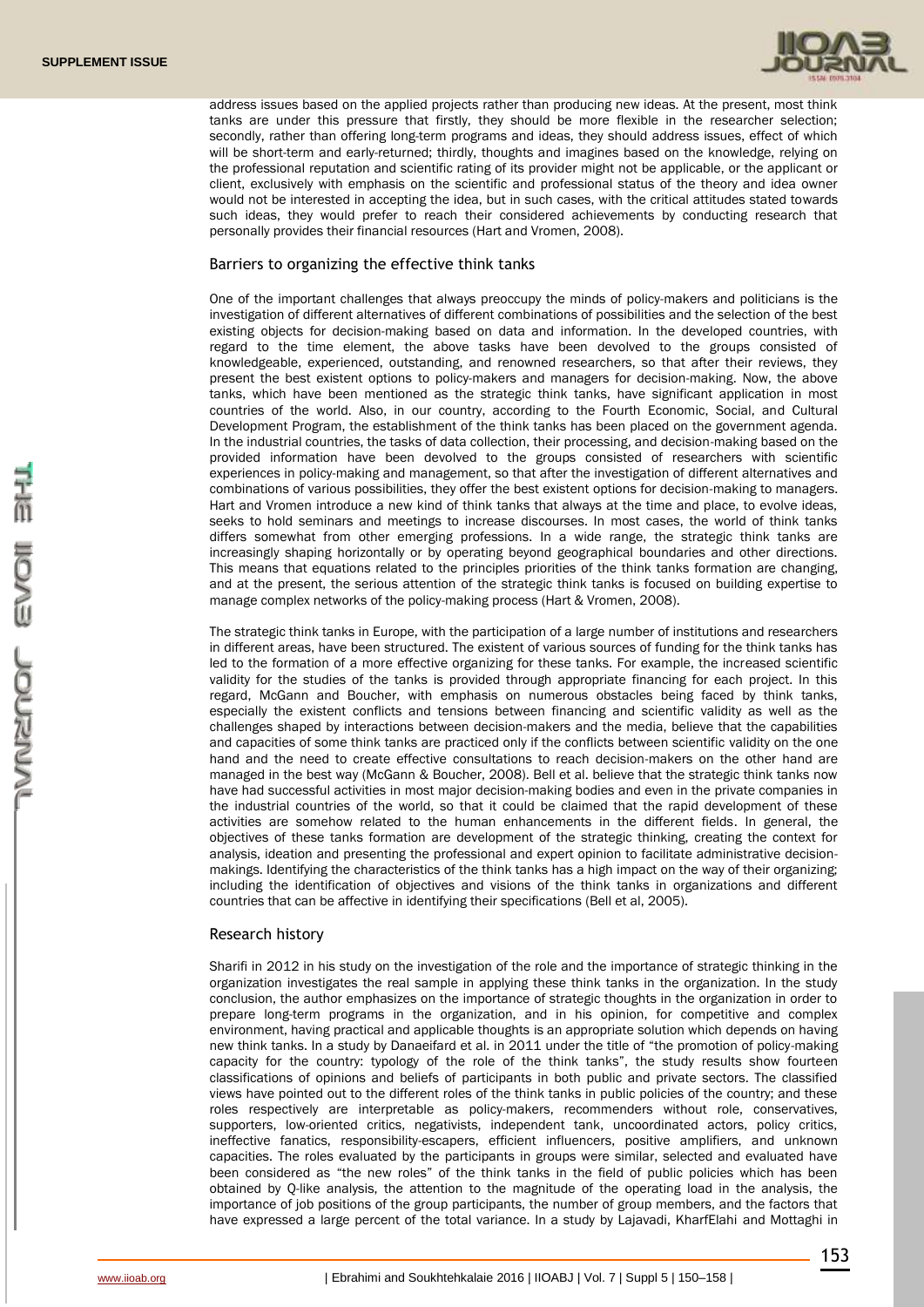address issues based on the applied projects rather than producing new ideas. At the present, most think tanks are under this pressure that firstly, they should be more flexible in the researcher selection; secondly, rather than offering long-term programs and ideas, they should address issues, effect of which will be short-term and early-returned; thirdly, thoughts and imagines based on the knowledge, relying on the professional reputation and scientific rating of its provider might not be applicable, or the applicant or client, exclusively with emphasis on the scientific and professional status of the theory and idea owner would not be interested in accepting the idea, but in such cases, with the critical attitudes stated towards such ideas, they would prefer to reach their considered achievements by conducting research that personally provides their financial resources (Hart and Vromen, 2008).

## Barriers to organizing the effective think tanks

One of the important challenges that always preoccupy the minds of policy-makers and politicians is the investigation of different alternatives of different combinations of possibilities and the selection of the best existing objects for decision-making based on data and information. In the developed countries, with regard to the time element, the above tasks have been devolved to the groups consisted of knowledgeable, experienced, outstanding, and renowned researchers, so that after their reviews, they present the best existent options to policy-makers and managers for decision-making. Now, the above tanks, which have been mentioned as the strategic think tanks, have significant application in most countries of the world. Also, in our country, according to the Fourth Economic, Social, and Cultural Development Program, the establishment of the think tanks has been placed on the government agenda. In the industrial countries, the tasks of data collection, their processing, and decision-making based on the provided information have been devolved to the groups consisted of researchers with scientific experiences in policy-making and management, so that after the investigation of different alternatives and combinations of various possibilities, they offer the best existent options for decision-making to managers. Hart and Vromen introduce a new kind of think tanks that always at the time and place, to evolve ideas, seeks to hold seminars and meetings to increase discourses. In most cases, the world of think tanks differs somewhat from other emerging professions. In a wide range, the strategic think tanks are increasingly shaping horizontally or by operating beyond geographical boundaries and other directions. This means that equations related to the principles priorities of the think tanks formation are changing, and at the present, the serious attention of the strategic think tanks is focused on building expertise to manage complex networks of the policy-making process (Hart & Vromen, 2008).

The strategic think tanks in Europe, with the participation of a large number of institutions and researchers in different areas, have been structured. The existent of various sources of funding for the think tanks has led to the formation of a more effective organizing for these tanks. For example, the increased scientific validity for the studies of the tanks is provided through appropriate financing for each project. In this regard, McGann and Boucher, with emphasis on numerous obstacles being faced by think tanks, especially the existent conflicts and tensions between financing and scientific validity as well as the challenges shaped by interactions between decision-makers and the media, believe that the capabilities and capacities of some think tanks are practiced only if the conflicts between scientific validity on the one hand and the need to create effective consultations to reach decision-makers on the other hand are managed in the best way (McGann & Boucher, 2008). Bell et al. believe that the strategic think tanks now have had successful activities in most major decision-making bodies and even in the private companies in the industrial countries of the world, so that it could be claimed that the rapid development of these activities are somehow related to the human enhancements in the different fields. In general, the objectives of these tanks formation are development of the strategic thinking, creating the context for analysis, ideation and presenting the professional and expert opinion to facilitate administrative decision-makings. Identifying the characteristics of the think tanks has a high impact on the way of their organizing; including the identification of objectives and visions of the think tanks in organizations and different countries that can be affective in identifying their specifications (Bell et al, 2005).

## Research history

Sharifi in 2012 in his study on the investigation of the role and the importance of strategic thinking in the organization investigates the real sample in applying these think tanks in the organization. In the study conclusion, the author emphasizes on the importance of strategic thoughts in the organization in order to prepare long-term programs in the organization, and in his opinion, for competitive and complex environment, having practical and applicable thoughts is an appropriate solution which depends on having new think tanks. In a study by Danaeifard et al. in 2011 under the title of "the promotion of policy-making capacity for the country: typology of the role of the think tanks", the study results show fourteen classifications of opinions and beliefs of participants in both public and private sectors. The classified views have pointed out to the different roles of the think tanks in public policies of the country; and these roles respectively are interpretable as policy-makers, recommenders without role, conservatives, supporters, low-oriented critics, negativists, independent tank, uncoordinated actors, policy critics, ineffective fanatics, responsibility-escapers, efficient influencers, positive amplifiers, and unknown capacities. The roles evaluated by the participants in groups were similar, selected and evaluated have been considered as "the new roles" of the think tanks in the field of public policies which has been obtained by Q-like analysis, the attention to the magnitude of the operating load in the analysis, the importance of job positions of the group participants, the number of group members, and the factors that have expressed a large percent of the total variance. In a study by Lajavadi, KharfElahi and Mottaghi in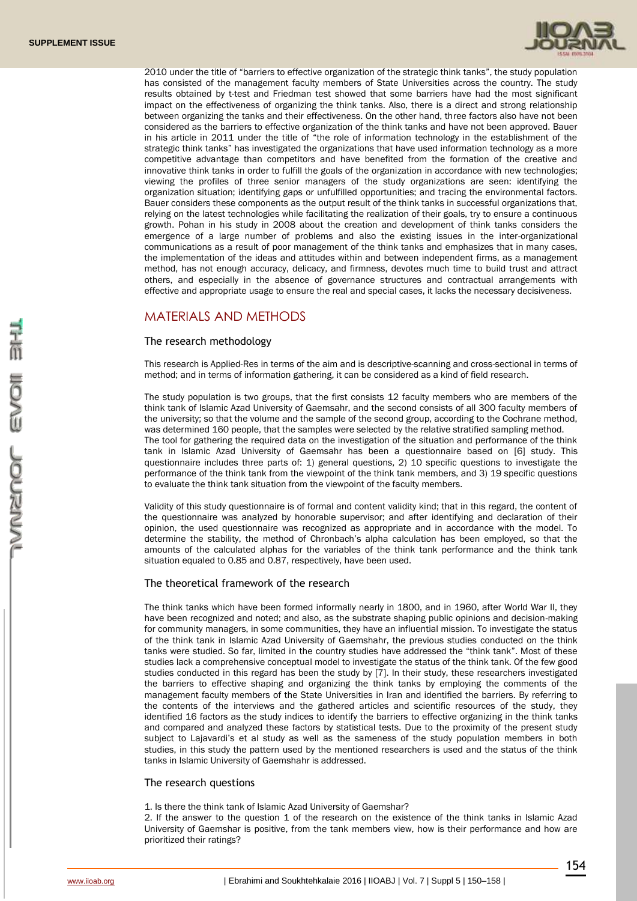2010 under the title of "barriers to effective organization of the strategic think tanks", the study population has consisted of the management faculty members of State Universities across the country. The study results obtained by t-test and Friedman test showed that some barriers have had the most significant impact on the effectiveness of organizing the think tanks. Also, there is a direct and strong relationship between organizing the tanks and their effectiveness. On the other hand, three factors also have not been considered as the barriers to effective organization of the think tanks and have not been approved. Bauer in his article in 2011 under the title of "the role of information technology in the establishment of the strategic think tanks" has investigated the organizations that have used information technology as a more competitive advantage than competitors and have benefited from the formation of the creative and innovative think tanks in order to fulfill the goals of the organization in accordance with new technologies; viewing the profiles of three senior managers of the study organizations are seen: identifying the organization situation; identifying gaps or unfulfilled opportunities; and tracing the environmental factors. Bauer considers these components as the output result of the think tanks in successful organizations that, relying on the latest technologies while facilitating the realization of their goals, try to ensure a continuous growth. Pohan in his study in 2008 about the creation and development of think tanks considers the emergence of a large number of problems and also the existing issues in the inter-organizational communications as a result of poor management of the think tanks and emphasizes that in many cases, the implementation of the ideas and attitudes within and between independent firms, as a management method, has not enough accuracy, delicacy, and firmness, devotes much time to build trust and attract others, and especially in the absence of governance structures and contractual arrangements with effective and appropriate usage to ensure the real and special cases, it lacks the necessary decisiveness.

## MATERIALS AND METHODS

### The research methodology

This research is Applied-Res in terms of the aim and is descriptive-scanning and cross-sectional in terms of method; and in terms of information gathering, it can be considered as a kind of field research.

The study population is two groups, that the first consists 12 faculty members who are members of the think tank of Islamic Azad University of Gaemsahr, and the second consists of all 300 faculty members of the university; so that the volume and the sample of the second group, according to the Cochrane method, was determined 160 people, that the samples were selected by the relative stratified sampling method. The tool for gathering the required data on the investigation of the situation and performance of the think tank in Islamic Azad University of Gaemsahr has been a questionnaire based on [6] study. This questionnaire includes three parts of: 1) general questions, 2) 10 specific questions to investigate the performance of the think tank from the viewpoint of the think tank members, and 3) 19 specific questions to evaluate the think tank situation from the viewpoint of the faculty members.

Validity of this study questionnaire is of formal and content validity kind; that in this regard, the content of the questionnaire was analyzed by honorable supervisor; and after identifying and declaration of their opinion, the used questionnaire was recognized as appropriate and in accordance with the model. To determine the stability, the method of Chronbach's alpha calculation has been employed, so that the amounts of the calculated alphas for the variables of the think tank performance and the think tank situation equaled to 0.85 and 0.87, respectively, have been used.

### The theoretical framework of the research

The think tanks which have been formed informally nearly in 1800, and in 1960, after World War II, they have been recognized and noted; and also, as the substrate shaping public opinions and decision-making for community managers, in some communities, they have an influential mission. To investigate the status of the think tank in Islamic Azad University of Gaemshahr, the previous studies conducted on the think tanks were studied. So far, limited in the country studies have addressed the "think tank". Most of these studies lack a comprehensive conceptual model to investigate the status of the think tank. Of the few good studies conducted in this regard has been the study by [7]. In their study, these researchers investigated the barriers to effective shaping and organizing the think tanks by employing the comments of the management faculty members of the State Universities in Iran and identified the barriers. By referring to the contents of the interviews and the gathered articles and scientific resources of the study, they identified 16 factors as the study indices to identify the barriers to effective organizing in the think tanks and compared and analyzed these factors by statistical tests. Due to the proximity of the present study subject to Lajavardi's et al study as well as the sameness of the study population members in both studies, in this study the pattern used by the mentioned researchers is used and the status of the think tanks in Islamic University of Gaemshahr is addressed.

### The research questions

1. Is there the think tank of Islamic Azad University of Gaemshar?
2. If the answer to the question 1 of the research on the existence of the think tanks in Islamic Azad University of Gaemshar is positive, from the tank members view, how is their performance and how are prioritized their ratings?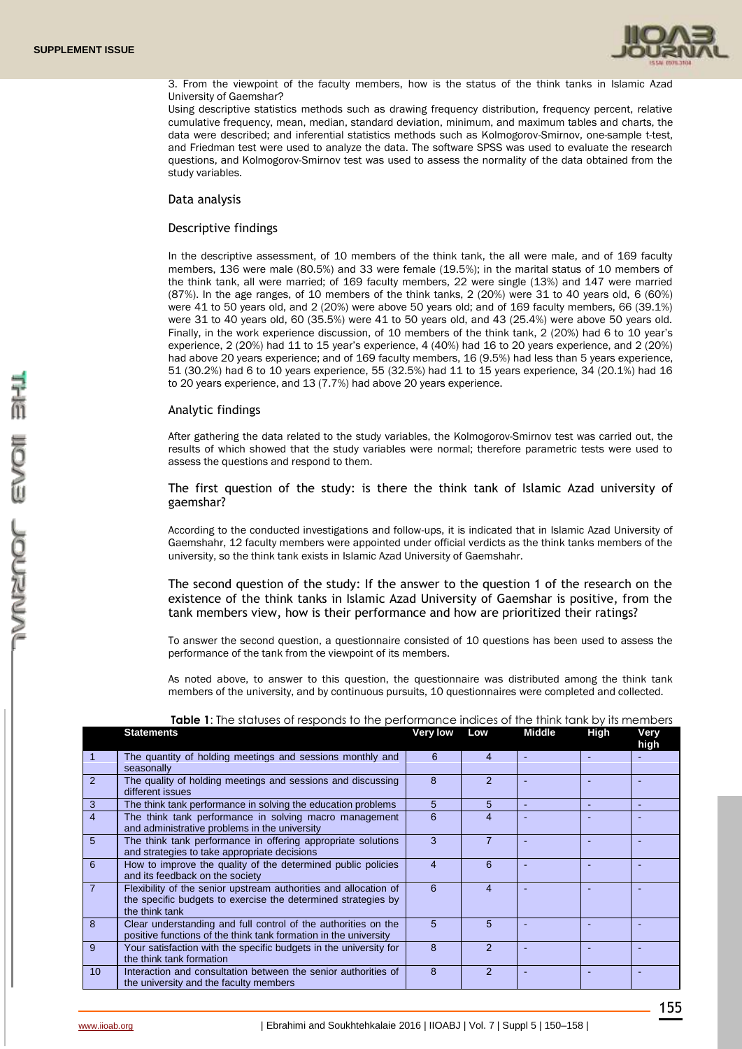3. From the viewpoint of the faculty members, how is the status of the think tanks in Islamic Azad University of Gaemshar?

Using descriptive statistics methods such as drawing frequency distribution, frequency percent, relative cumulative frequency, mean, median, standard deviation, minimum, and maximum tables and charts, the data were described; and inferential statistics methods such as Kolmogorov-Smirnov, one-sample t-test, and Friedman test were used to analyze the data. The software SPSS was used to evaluate the research questions, and Kolmogorov-Smirnov test was used to assess the normality of the data obtained from the study variables.

## Data analysis

### Descriptive findings

In the descriptive assessment, of 10 members of the think tank, the all were male, and of 169 faculty members, 136 were male (80.5%) and 33 were female (19.5%); in the marital status of 10 members of the think tank, all were married; of 169 faculty members, 22 were single (13%) and 147 were married (87%). In the age ranges, of 10 members of the think tanks, 2 (20%) were 31 to 40 years old, 6 (60%) were 41 to 50 years old, and 2 (20%) were above 50 years old; and of 169 faculty members, 66 (39.1%) were 31 to 40 years old, 60 (35.5%) were 41 to 50 years old, and 43 (25.4%) were above 50 years old. Finally, in the work experience discussion, of 10 members of the think tank, 2 (20%) had 6 to 10 year's experience, 2 (20%) had 11 to 15 year's experience, 4 (40%) had 16 to 20 years experience, and 2 (20%) had above 20 years experience; and of 169 faculty members, 16 (9.5%) had less than 5 years experience, 51 (30.2%) had 6 to 10 years experience, 55 (32.5%) had 11 to 15 years experience, 34 (20.1%) had 16 to 20 years experience, and 13 (7.7%) had above 20 years experience.

### Analytic findings

After gathering the data related to the study variables, the Kolmogorov-Smirnov test was carried out, the results of which showed that the study variables were normal; therefore parametric tests were used to assess the questions and respond to them.

### The first question of the study: is there the think tank of Islamic Azad university of gaemshar?

According to the conducted investigations and follow-ups, it is indicated that in Islamic Azad University of Gaemshahr, 12 faculty members were appointed under official verdicts as the think tanks members of the university, so the think tank exists in Islamic Azad University of Gaemshahr.

### The second question of the study: If the answer to the question 1 of the research on the existence of the think tanks in Islamic Azad University of Gaemshar is positive, from the tank members view, how is their performance and how are prioritized their ratings?

To answer the second question, a questionnaire consisted of 10 questions has been used to assess the performance of the tank from the viewpoint of its members.

As noted above, to answer to this question, the questionnaire was distributed among the think tank members of the university, and by continuous pursuits, 10 questionnaires were completed and collected.

**Table 1**: The statuses of responds to the performance indices of the think tank by its members

| | Statements | Very low | Low | Middle | High | Very high |
|---|---|---|---|---|---|---|
| 1 | The quantity of holding meetings and sessions monthly and seasonally | 6 | 4 | - | - | - |
| 2 | The quality of holding meetings and sessions and discussing different issues | 8 | 2 | - | - | - |
| 3 | The think tank performance in solving the education problems | 5 | 5 | - | - | - |
| 4 | The think tank performance in solving macro management and administrative problems in the university | 6 | 4 | - | - | - |
| 5 | The think tank performance in offering appropriate solutions and strategies to take appropriate decisions | 3 | 7 | - | - | - |
| 6 | How to improve the quality of the determined public policies and its feedback on the society | 4 | 6 | - | - | - |
| 7 | Flexibility of the senior upstream authorities and allocation of the specific budgets to exercise the determined strategies by the think tank | 6 | 4 | - | - | - |
| 8 | Clear understanding and full control of the authorities on the positive functions of the think tank formation in the university | 5 | 5 | - | - | - |
| 9 | Your satisfaction with the specific budgets in the university for the think tank formation | 8 | 2 | - | - | - |
| 10 | Interaction and consultation between the senior authorities of the university and the faculty members | 8 | 2 | - | - | - |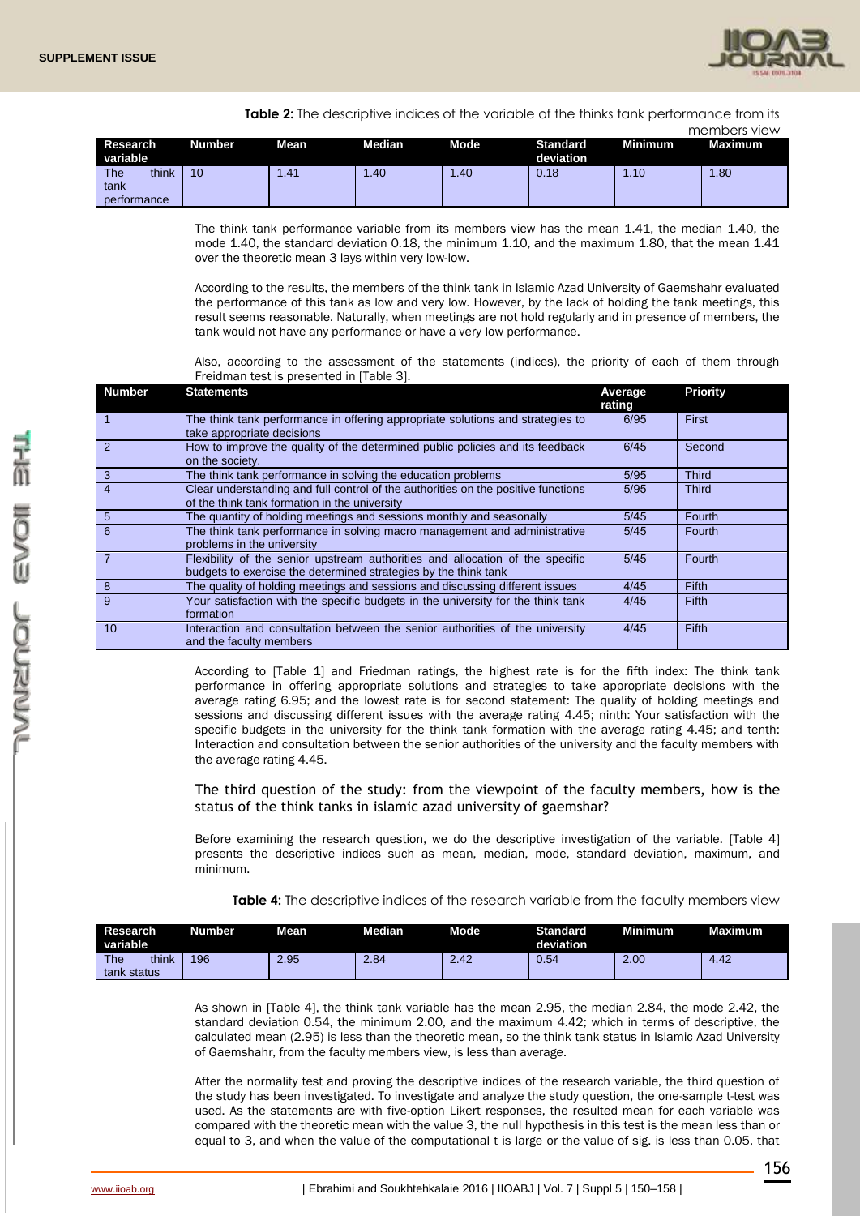**Table 2:** The descriptive indices of the variable of the thinks tank performance from its members view

| Research variable | Number | Mean | Median | Mode | Standard deviation | Minimum | Maximum |
|---|---|---|---|---|---|---|---|
| The think tank performance | 10 | 1.41 | 1.40 | 1.40 | 0.18 | 1.10 | 1.80 |

The think tank performance variable from its members view has the mean 1.41, the median 1.40, the mode 1.40, the standard deviation 0.18, the minimum 1.10, and the maximum 1.80, that the mean 1.41 over the theoretic mean 3 lays within very low-low.

According to the results, the members of the think tank in Islamic Azad University of Gaemshahr evaluated the performance of this tank as low and very low. However, by the lack of holding the tank meetings, this result seems reasonable. Naturally, when meetings are not hold regularly and in presence of members, the tank would not have any performance or have a very low performance.

Also, according to the assessment of the statements (indices), the priority of each of them through Freidman test is presented in [Table 3].

| Number | Statements | Average rating | Priority |
|---|---|---|---|
| 1 | The think tank performance in offering appropriate solutions and strategies to take appropriate decisions | 6/95 | First |
| 2 | How to improve the quality of the determined public policies and its feedback on the society. | 6/45 | Second |
| 3 | The think tank performance in solving the education problems | 5/95 | Third |
| 4 | Clear understanding and full control of the authorities on the positive functions of the think tank formation in the university | 5/95 | Third |
| 5 | The quantity of holding meetings and sessions monthly and seasonally | 5/45 | Fourth |
| 6 | The think tank performance in solving macro management and administrative problems in the university | 5/45 | Fourth |
| 7 | Flexibility of the senior upstream authorities and allocation of the specific budgets to exercise the determined strategies by the think tank | 5/45 | Fourth |
| 8 | The quality of holding meetings and sessions and discussing different issues | 4/45 | Fifth |
| 9 | Your satisfaction with the specific budgets in the university for the think tank formation | 4/45 | Fifth |
| 10 | Interaction and consultation between the senior authorities of the university and the faculty members | 4/45 | Fifth |

According to [Table 1] and Friedman ratings, the highest rate is for the fifth index: The think tank performance in offering appropriate solutions and strategies to take appropriate decisions with the average rating 6.95; and the lowest rate is for second statement: The quality of holding meetings and sessions and discussing different issues with the average rating 4.45; ninth: Your satisfaction with the specific budgets in the university for the think tank formation with the average rating 4.45; and tenth: Interaction and consultation between the senior authorities of the university and the faculty members with the average rating 4.45.

### The third question of the study: from the viewpoint of the faculty members, how is the status of the think tanks in islamic azad university of gaemshar?

Before examining the research question, we do the descriptive investigation of the variable. [Table 4] presents the descriptive indices such as mean, median, mode, standard deviation, maximum, and minimum.

**Table 4:** The descriptive indices of the research variable from the faculty members view

| Research variable | Number | Mean | Median | Mode | Standard deviation | Minimum | Maximum |
|---|---|---|---|---|---|---|---|
| The think tank status | 196 | 2.95 | 2.84 | 2.42 | 0.54 | 2.00 | 4.42 |

As shown in [Table 4], the think tank variable has the mean 2.95, the median 2.84, the mode 2.42, the standard deviation 0.54, the minimum 2.00, and the maximum 4.42; which in terms of descriptive, the calculated mean (2.95) is less than the theoretic mean, so the think tank status in Islamic Azad University of Gaemshahr, from the faculty members view, is less than average.

After the normality test and proving the descriptive indices of the research variable, the third question of the study has been investigated. To investigate and analyze the study question, the one-sample t-test was used. As the statements are with five-option Likert responses, the resulted mean for each variable was compared with the theoretic mean with the value 3, the null hypothesis in this test is the mean less than or equal to 3, and when the value of the computational t is large or the value of sig. is less than 0.05, that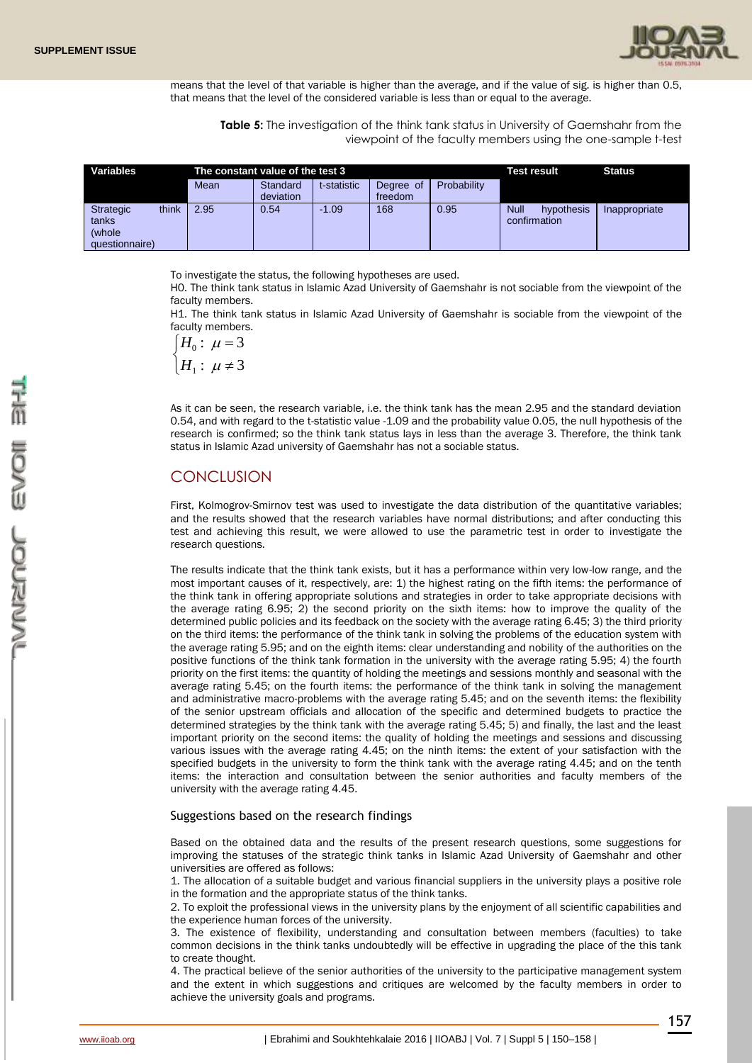means that the level of that variable is higher than the average, and if the value of sig. is higher than 0.5, that means that the level of the considered variable is less than or equal to the average.

**Table 5:** The investigation of the think tank status in University of Gaemshahr from the viewpoint of the faculty members using the one-sample t-test

| Variables | The constant value of the test 3 | | | | | Test result | Status |
|---|---|---|---|---|---|---|---|
| | Mean | Standard deviation | t-statistic | Degree of freedom | Probability | | |
| Strategic think tanks (whole questionnaire) | 2.95 | 0.54 | -1.09 | 168 | 0.95 | Null hypothesis confirmation | Inappropriate |

To investigate the status, the following hypotheses are used.

H0. The think tank status in Islamic Azad University of Gaemshahr is not sociable from the viewpoint of the faculty members.

H1. The think tank status in Islamic Azad University of Gaemshahr is sociable from the viewpoint of the faculty members.

$$\begin{cases} H_0: \ \mu = 3 \\ H_1: \ \mu \neq 3 \end{cases}$$

As it can be seen, the research variable, i.e. the think tank has the mean 2.95 and the standard deviation 0.54, and with regard to the t-statistic value -1.09 and the probability value 0.05, the null hypothesis of the research is confirmed; so the think tank status lays in less than the average 3. Therefore, the think tank status in Islamic Azad university of Gaemshahr has not a sociable status.

## CONCLUSION

First, Kolmogrov-Smirnov test was used to investigate the data distribution of the quantitative variables; and the results showed that the research variables have normal distributions; and after conducting this test and achieving this result, we were allowed to use the parametric test in order to investigate the research questions.

The results indicate that the think tank exists, but it has a performance within very low-low range, and the most important causes of it, respectively, are: 1) the highest rating on the fifth items: the performance of the think tank in offering appropriate solutions and strategies in order to take appropriate decisions with the average rating 6.95; 2) the second priority on the sixth items: how to improve the quality of the determined public policies and its feedback on the society with the average rating 6.45; 3) the third priority on the third items: the performance of the think tank in solving the problems of the education system with the average rating 5.95; and on the eighth items: clear understanding and nobility of the authorities on the positive functions of the think tank formation in the university with the average rating 5.95; 4) the fourth priority on the first items: the quantity of holding the meetings and sessions monthly and seasonal with the average rating 5.45; on the fourth items: the performance of the think tank in solving the management and administrative macro-problems with the average rating 5.45; and on the seventh items: the flexibility of the senior upstream officials and allocation of the specific and determined budgets to practice the determined strategies by the think tank with the average rating 5.45; 5) and finally, the last and the least important priority on the second items: the quality of holding the meetings and sessions and discussing various issues with the average rating 4.45; on the ninth items: the extent of your satisfaction with the specified budgets in the university to form the think tank with the average rating 4.45; and on the tenth items: the interaction and consultation between the senior authorities and faculty members of the university with the average rating 4.45.

### Suggestions based on the research findings

Based on the obtained data and the results of the present research questions, some suggestions for improving the statuses of the strategic think tanks in Islamic Azad University of Gaemshahr and other universities are offered as follows:

1. The allocation of a suitable budget and various financial suppliers in the university plays a positive role in the formation and the appropriate status of the think tanks.
2. To exploit the professional views in the university plans by the enjoyment of all scientific capabilities and the experience human forces of the university.
3. The existence of flexibility, understanding and consultation between members (faculties) to take common decisions in the think tanks undoubtedly will be effective in upgrading the place of the this tank to create thought.
4. The practical believe of the senior authorities of the university to the participative management system and the extent in which suggestions and critiques are welcomed by the faculty members in order to achieve the university goals and programs.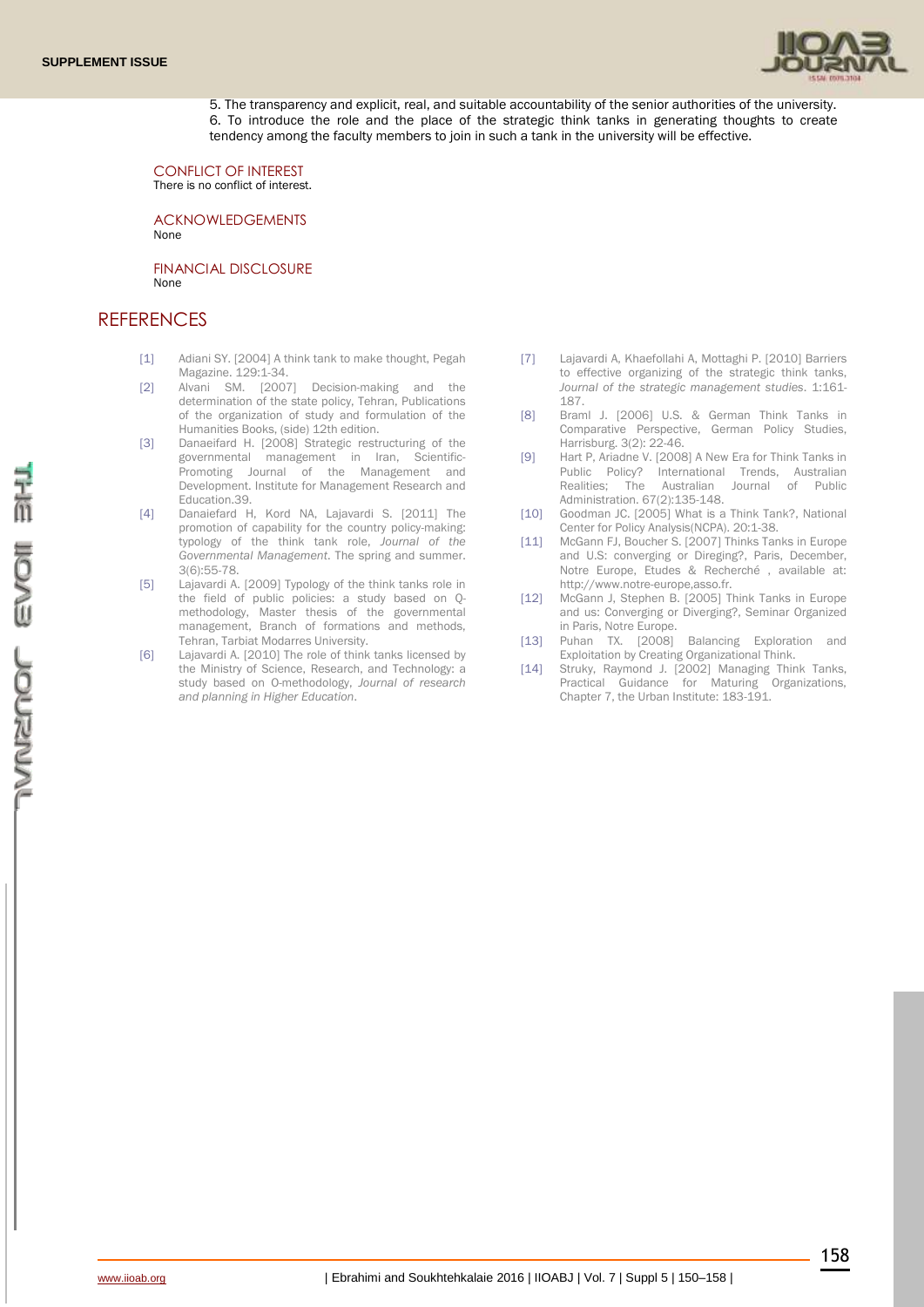5. The transparency and explicit, real, and suitable accountability of the senior authorities of the university.
6. To introduce the role and the place of the strategic think tanks in generating thoughts to create tendency among the faculty members to join in such a tank in the university will be effective.

### CONFLICT OF INTEREST
There is no conflict of interest.

### ACKNOWLEDGEMENTS
None

### FINANCIAL DISCLOSURE
None

## REFERENCES

[1] Adiani SY. [2004] A think tank to make thought, Pegah Magazine. 129:1-34.

[2] Alvani SM. [2007] Decision-making and the determination of the state policy, Tehran, Publications of the organization of study and formulation of the Humanities Books, (side) 12th edition.

[3] Danaeifard H. [2008] Strategic restructuring of the governmental management in Iran, Scientific-Promoting Journal of the Management and Development. Institute for Management Research and Education.39.

[4] Danaiefard H, Kord NA, Lajavardi S. [2011] The promotion of capability for the country policy-making: typology of the think tank role, *Journal of the Governmental Management*. The spring and summer. 3(6):55-78.

[5] Lajavardi A. [2009] Typology of the think tanks role in the field of public policies: a study based on Q-methodology, Master thesis of the governmental management, Branch of formations and methods, Tehran, Tarbiat Modarres University.

[6] Lajavardi A. [2010] The role of think tanks licensed by the Ministry of Science, Research, and Technology: a study based on O-methodology, *Journal of research and planning in Higher Education*.

[7] Lajavardi A, Khaefollahi A, Mottaghi P. [2010] Barriers to effective organizing of the strategic think tanks, *Journal of the strategic management studies*. 1:161-187.

[8] Braml J. [2006] U.S. & German Think Tanks in Comparative Perspective, German Policy Studies, Harrisburg. 3(2): 22-46.

[9] Hart P, Ariadne V. [2008] A New Era for Think Tanks in Public Policy? International Trends, Australian Realities; The Australian Journal of Public Administration. 67(2):135-148.

[10] Goodman JC. [2005] What is a Think Tank?, National Center for Policy Analysis(NCPA). 20:1-38.

[11] McGann FJ, Boucher S. [2007] Thinks Tanks in Europe and U.S: converging or Direging?, Paris, December, Notre Europe, Etudes & Recherché , available at: http://www.notre-europe,asso.fr.

[12] McGann J, Stephen B. [2005] Think Tanks in Europe and us: Converging or Diverging?, Seminar Organized in Paris, Notre Europe.

[13] Puhan TX. [2008] Balancing Exploration and Exploitation by Creating Organizational Think.

[14] Struky, Raymond J. [2002] Managing Think Tanks, Practical Guidance for Maturing Organizations, Chapter 7, the Urban Institute: 183-191.